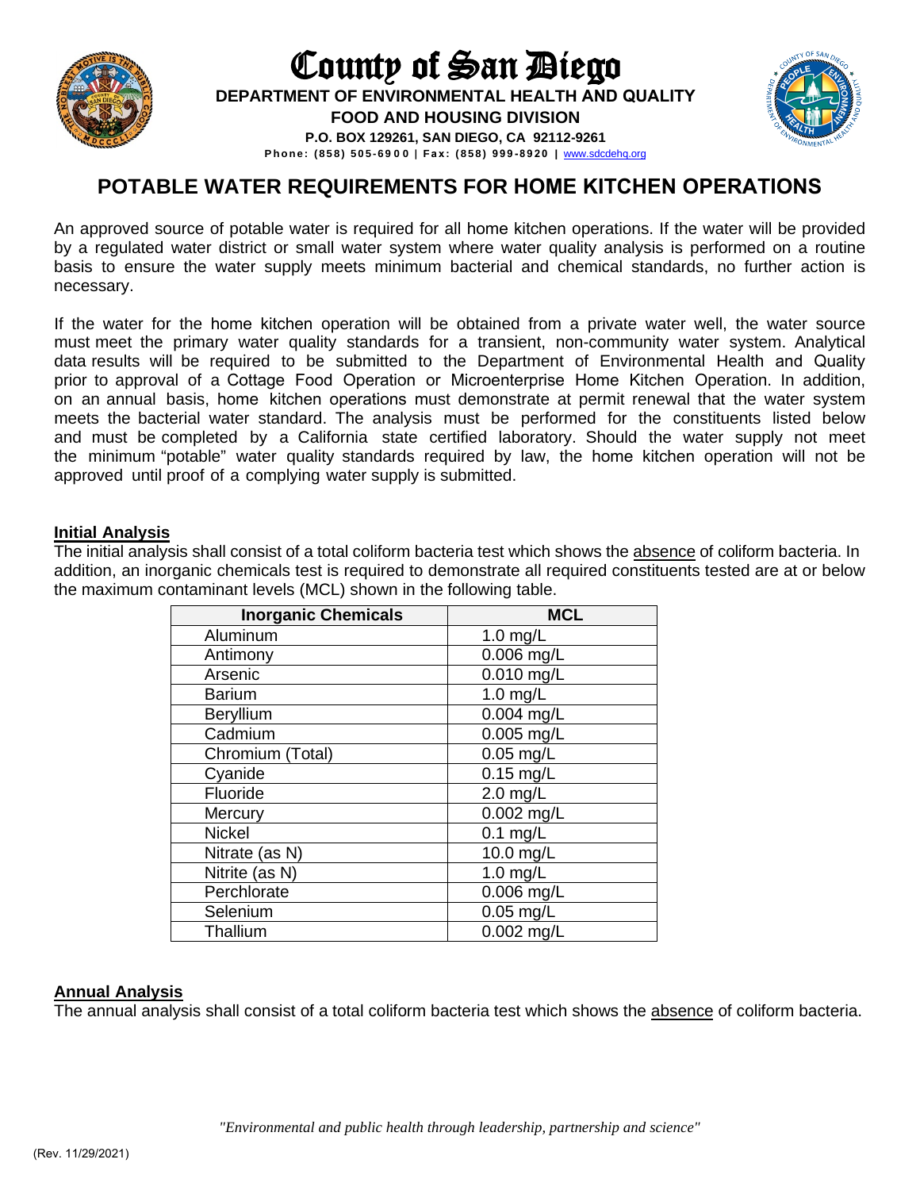# County of San Diego

**DEPARTMENT OF ENVIRONMENTAL HEALTH AND QUALITY**
**FOOD AND HOUSING DIVISION**
**P.O. BOX 129261, SAN DIEGO, CA 92112-9261**
**Phone: (858) 505-6900 | Fax: (858) 999-8920 |** www.sdcdehq.org

## POTABLE WATER REQUIREMENTS FOR HOME KITCHEN OPERATIONS

An approved source of potable water is required for all home kitchen operations. If the water will be provided by a regulated water district or small water system where water quality analysis is performed on a routine basis to ensure the water supply meets minimum bacterial and chemical standards, no further action is necessary.

If the water for the home kitchen operation will be obtained from a private water well, the water source must meet the primary water quality standards for a transient, non-community water system. Analytical data results will be required to be submitted to the Department of Environmental Health and Quality prior to approval of a Cottage Food Operation or Microenterprise Home Kitchen Operation. In addition, on an annual basis, home kitchen operations must demonstrate at permit renewal that the water system meets the bacterial water standard. The analysis must be performed for the constituents listed below and must be completed by a California state certified laboratory. Should the water supply not meet the minimum "potable" water quality standards required by law, the home kitchen operation will not be approved until proof of a complying water supply is submitted.

### Initial Analysis

The initial analysis shall consist of a total coliform bacteria test which shows the absence of coliform bacteria. In addition, an inorganic chemicals test is required to demonstrate all required constituents tested are at or below the maximum contaminant levels (MCL) shown in the following table.

| Inorganic Chemicals | MCL |
|---|---|
| Aluminum | 1.0 mg/L |
| Antimony | 0.006 mg/L |
| Arsenic | 0.010 mg/L |
| Barium | 1.0 mg/L |
| Beryllium | 0.004 mg/L |
| Cadmium | 0.005 mg/L |
| Chromium (Total) | 0.05 mg/L |
| Cyanide | 0.15 mg/L |
| Fluoride | 2.0 mg/L |
| Mercury | 0.002 mg/L |
| Nickel | 0.1 mg/L |
| Nitrate (as N) | 10.0 mg/L |
| Nitrite (as N) | 1.0 mg/L |
| Perchlorate | 0.006 mg/L |
| Selenium | 0.05 mg/L |
| Thallium | 0.002 mg/L |

### Annual Analysis

The annual analysis shall consist of a total coliform bacteria test which shows the absence of coliform bacteria.

*"Environmental and public health through leadership, partnership and science"*

(Rev. 11/29/2021)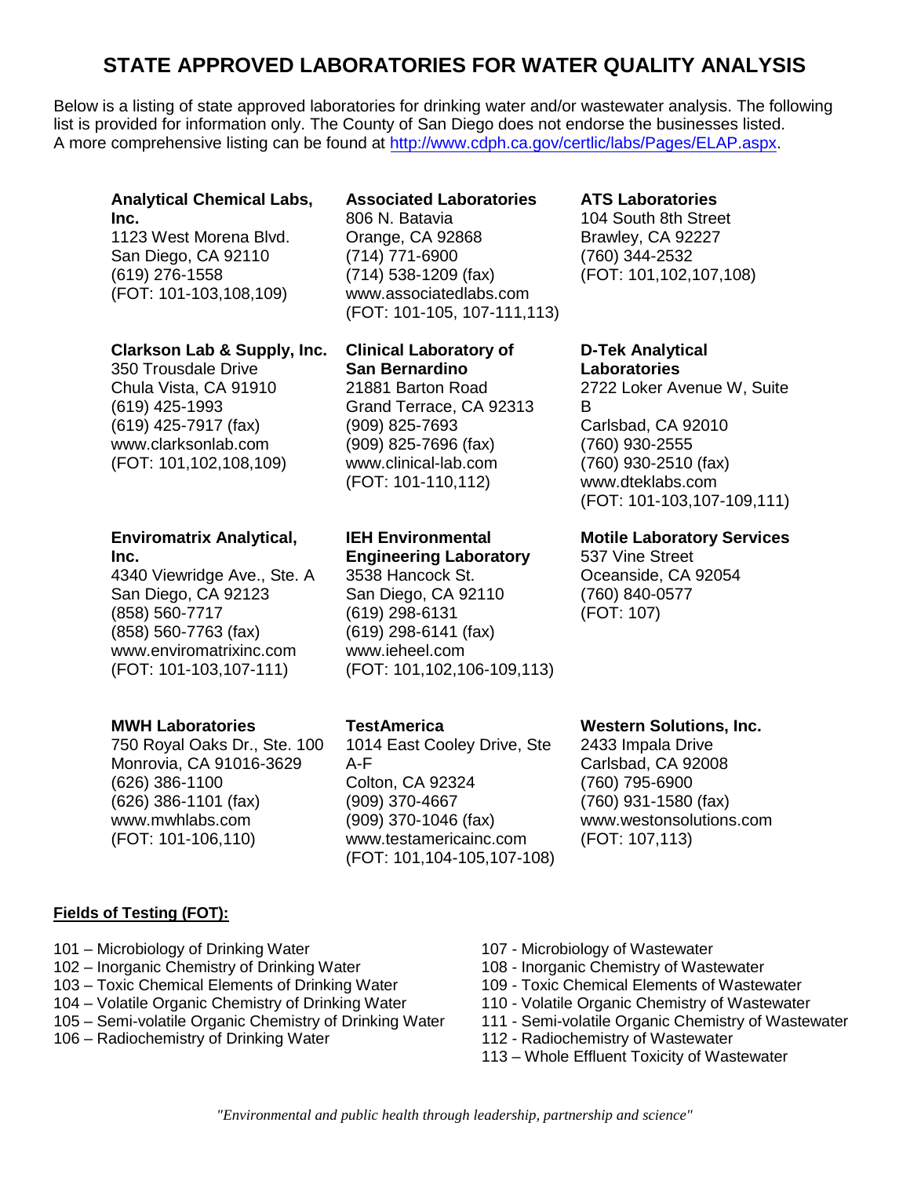# STATE APPROVED LABORATORIES FOR WATER QUALITY ANALYSIS

Below is a listing of state approved laboratories for drinking water and/or wastewater analysis. The following list is provided for information only. The County of San Diego does not endorse the businesses listed. A more comprehensive listing can be found at http://www.cdph.ca.gov/certlic/labs/Pages/ELAP.aspx.

**Analytical Chemical Labs, Inc.**
1123 West Morena Blvd.
San Diego, CA 92110
(619) 276-1558
(FOT: 101-103,108,109)

**Associated Laboratories**
806 N. Batavia
Orange, CA 92868
(714) 771-6900
(714) 538-1209 (fax)
www.associatedlabs.com
(FOT: 101-105, 107-111,113)

**ATS Laboratories**
104 South 8th Street
Brawley, CA 92227
(760) 344-2532
(FOT: 101,102,107,108)

**Clarkson Lab & Supply, Inc.**
350 Trousdale Drive
Chula Vista, CA 91910
(619) 425-1993
(619) 425-7917 (fax)
www.clarksonlab.com
(FOT: 101,102,108,109)

**Clinical Laboratory of San Bernardino**
21881 Barton Road
Grand Terrace, CA 92313
(909) 825-7693
(909) 825-7696 (fax)
www.clinical-lab.com
(FOT: 101-110,112)

**D-Tek Analytical Laboratories**
2722 Loker Avenue W, Suite B
Carlsbad, CA 92010
(760) 930-2555
(760) 930-2510 (fax)
www.dteklabs.com
(FOT: 101-103,107-109,111)

**Enviromatrix Analytical, Inc.**
4340 Viewridge Ave., Ste. A
San Diego, CA 92123
(858) 560-7717
(858) 560-7763 (fax)
www.enviromatrixinc.com
(FOT: 101-103,107-111)

**IEH Environmental Engineering Laboratory**
3538 Hancock St.
San Diego, CA 92110
(619) 298-6131
(619) 298-6141 (fax)
www.ieheel.com
(FOT: 101,102,106-109,113)

**Motile Laboratory Services**
537 Vine Street
Oceanside, CA 92054
(760) 840-0577
(FOT: 107)

**MWH Laboratories**
750 Royal Oaks Dr., Ste. 100
Monrovia, CA 91016-3629
(626) 386-1100
(626) 386-1101 (fax)
www.mwhlabs.com
(FOT: 101-106,110)

**TestAmerica**
1014 East Cooley Drive, Ste A-F
Colton, CA 92324
(909) 370-4667
(909) 370-1046 (fax)
www.testamericainc.com
(FOT: 101,104-105,107-108)

**Western Solutions, Inc.**
2433 Impala Drive
Carlsbad, CA 92008
(760) 795-6900
(760) 931-1580 (fax)
www.westonsolutions.com
(FOT: 107,113)

**Fields of Testing (FOT):**

101 – Microbiology of Drinking Water
102 – Inorganic Chemistry of Drinking Water
103 – Toxic Chemical Elements of Drinking Water
104 – Volatile Organic Chemistry of Drinking Water
105 – Semi-volatile Organic Chemistry of Drinking Water
106 – Radiochemistry of Drinking Water
107 - Microbiology of Wastewater
108 - Inorganic Chemistry of Wastewater
109 - Toxic Chemical Elements of Wastewater
110 - Volatile Organic Chemistry of Wastewater
111 - Semi-volatile Organic Chemistry of Wastewater
112 - Radiochemistry of Wastewater
113 – Whole Effluent Toxicity of Wastewater

*"Environmental and public health through leadership, partnership and science"*